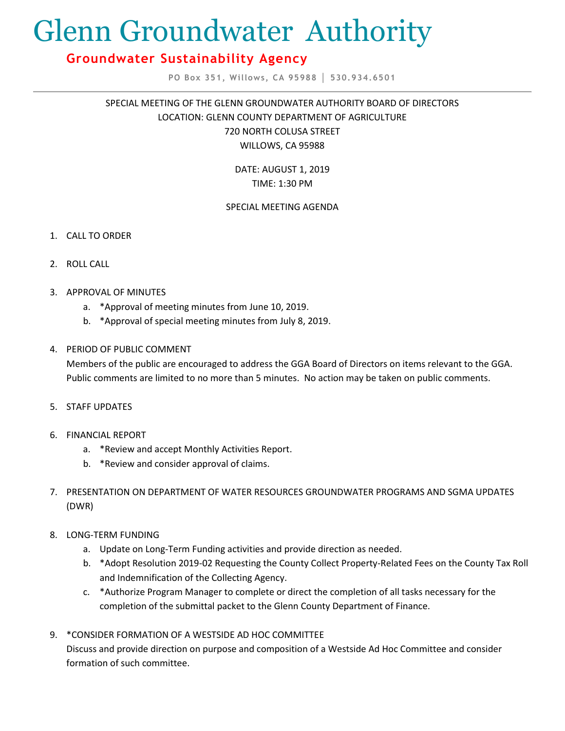# Glenn Groundwater Authority

## Groundwater Sustainability Agency

PO Box 351, Willows, CA 95988 | 530.934.6501

SPECIAL MEETING OF THE GLENN GROUNDWATER AUTHORITY BOARD OF DIRECTORS
LOCATION: GLENN COUNTY DEPARTMENT OF AGRICULTURE
720 NORTH COLUSA STREET
WILLOWS, CA 95988

DATE: AUGUST 1, 2019
TIME: 1:30 PM

SPECIAL MEETING AGENDA

1. CALL TO ORDER

2. ROLL CALL

3. APPROVAL OF MINUTES
   a. *Approval of meeting minutes from June 10, 2019.
   b. *Approval of special meeting minutes from July 8, 2019.

4. PERIOD OF PUBLIC COMMENT
   Members of the public are encouraged to address the GGA Board of Directors on items relevant to the GGA. Public comments are limited to no more than 5 minutes. No action may be taken on public comments.

5. STAFF UPDATES

6. FINANCIAL REPORT
   a. *Review and accept Monthly Activities Report.
   b. *Review and consider approval of claims.

7. PRESENTATION ON DEPARTMENT OF WATER RESOURCES GROUNDWATER PROGRAMS AND SGMA UPDATES (DWR)

8. LONG-TERM FUNDING
   a. Update on Long-Term Funding activities and provide direction as needed.
   b. *Adopt Resolution 2019-02 Requesting the County Collect Property-Related Fees on the County Tax Roll and Indemnification of the Collecting Agency.
   c. *Authorize Program Manager to complete or direct the completion of all tasks necessary for the completion of the submittal packet to the Glenn County Department of Finance.

9. *CONSIDER FORMATION OF A WESTSIDE AD HOC COMMITTEE
   Discuss and provide direction on purpose and composition of a Westside Ad Hoc Committee and consider formation of such committee.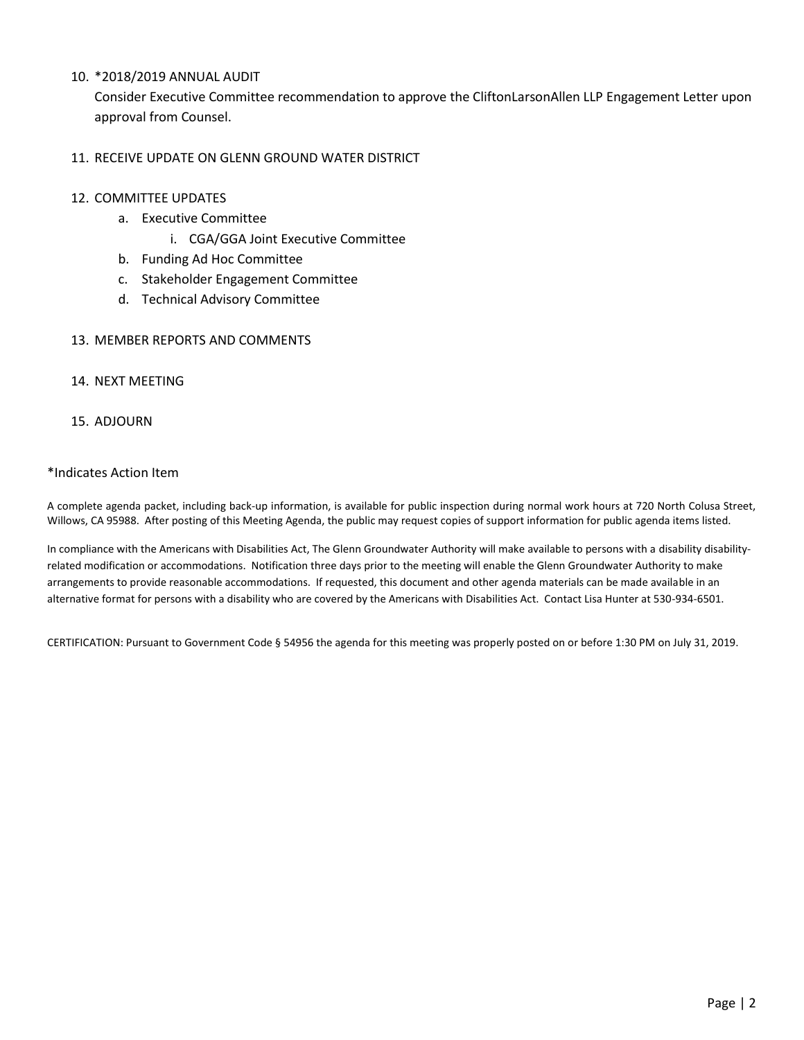10. *2018/2019 ANNUAL AUDIT

    Consider Executive Committee recommendation to approve the CliftonLarsonAllen LLP Engagement Letter upon approval from Counsel.

11. RECEIVE UPDATE ON GLENN GROUND WATER DISTRICT

12. COMMITTEE UPDATES
    a. Executive Committee
        i. CGA/GGA Joint Executive Committee
    b. Funding Ad Hoc Committee
    c. Stakeholder Engagement Committee
    d. Technical Advisory Committee

13. MEMBER REPORTS AND COMMENTS

14. NEXT MEETING

15. ADJOURN

*Indicates Action Item

A complete agenda packet, including back-up information, is available for public inspection during normal work hours at 720 North Colusa Street, Willows, CA 95988. After posting of this Meeting Agenda, the public may request copies of support information for public agenda items listed.

In compliance with the Americans with Disabilities Act, The Glenn Groundwater Authority will make available to persons with a disability disability-related modification or accommodations. Notification three days prior to the meeting will enable the Glenn Groundwater Authority to make arrangements to provide reasonable accommodations. If requested, this document and other agenda materials can be made available in an alternative format for persons with a disability who are covered by the Americans with Disabilities Act. Contact Lisa Hunter at 530-934-6501.

CERTIFICATION: Pursuant to Government Code § 54956 the agenda for this meeting was properly posted on or before 1:30 PM on July 31, 2019.